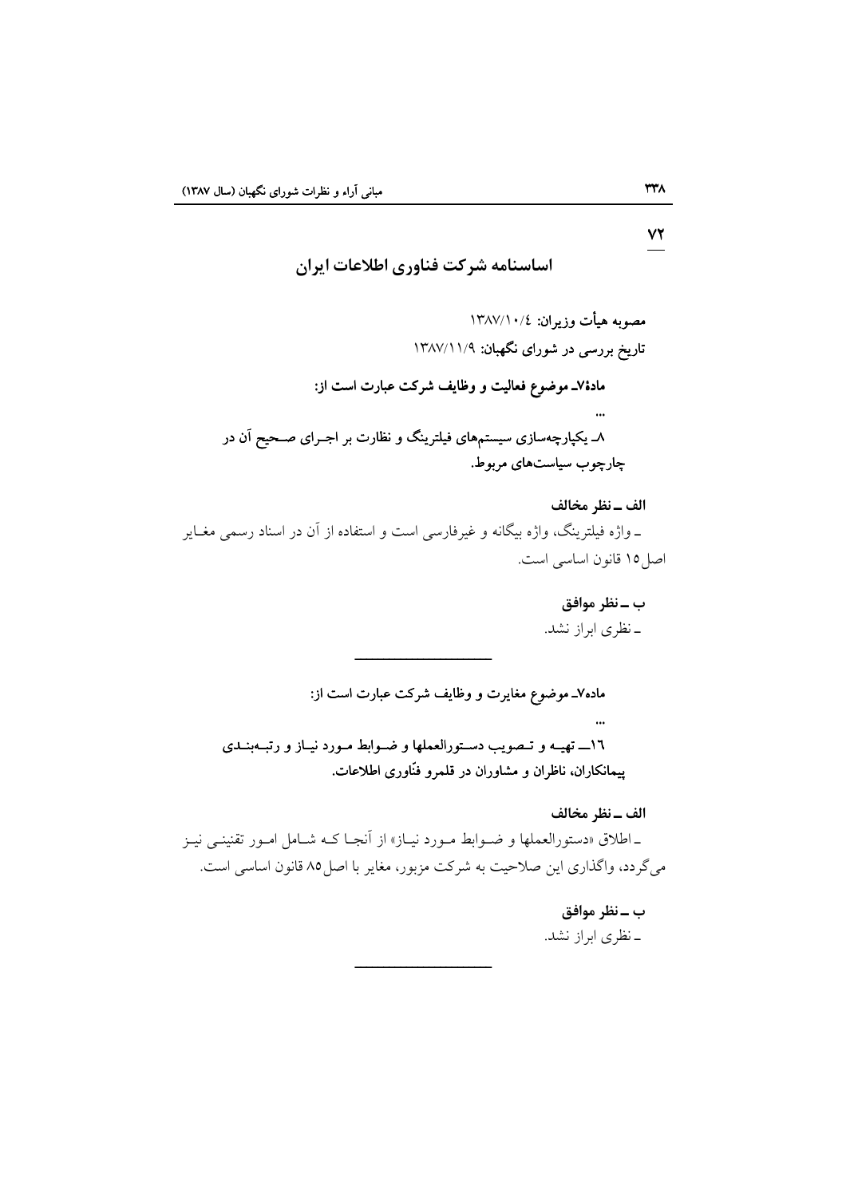۷۲

## اساسنامه شرکت فناوری اطلاعات ایران

**مصوبه هیأت وزیران:** ۱۳۸۷/۱۰/٤

**تاریخ بررسی در شورای نگهبان:** ۱۳۸۷/۱۱/۹

**مادۀ۷ـ موضوع فعالیت و وظایف شرکت عبارت است از:**

...

**۸ـ یکپارچه‌سازی سیستم‌های فیلترینگ و نظارت بر اجـرای صـحیح آن در چارچوب سیاست‌های مربوط.**

**الف ــ نظر مخالف**

ـ واژه فیلترینگ، واژه بیگانه و غیرفارسی است و استفاده از آن در اسناد رسمی مغـایر اصل ۱۵ قانون اساسی است.

**ب ــ نظر موافق**

ـ نظری ابراز نشد.

---

**ماده۷ـ موضوع مغایرت و وظایف شرکت عبارت است از:**

...

**۱٦ــ تهیـه و تـصویب دسـتورالعملها و ضـوابط مـورد نیـاز و رتبـه‌بنـدی پیمانکاران، ناظران و مشاوران در قلمرو فنّاوری اطلاعات.**

**الف ــ نظر مخالف**

ـ اطلاق «دستورالعملها و ضـوابط مـورد نیـاز» از آنجـا کـه شـامل امـور تقنینـی نیـز می‌گردد، واگذاری این صلاحیت به شرکت مزبور، مغایر با اصل ۸۵ قانون اساسی است.

**ب ــ نظر موافق**

ـ نظری ابراز نشد.

---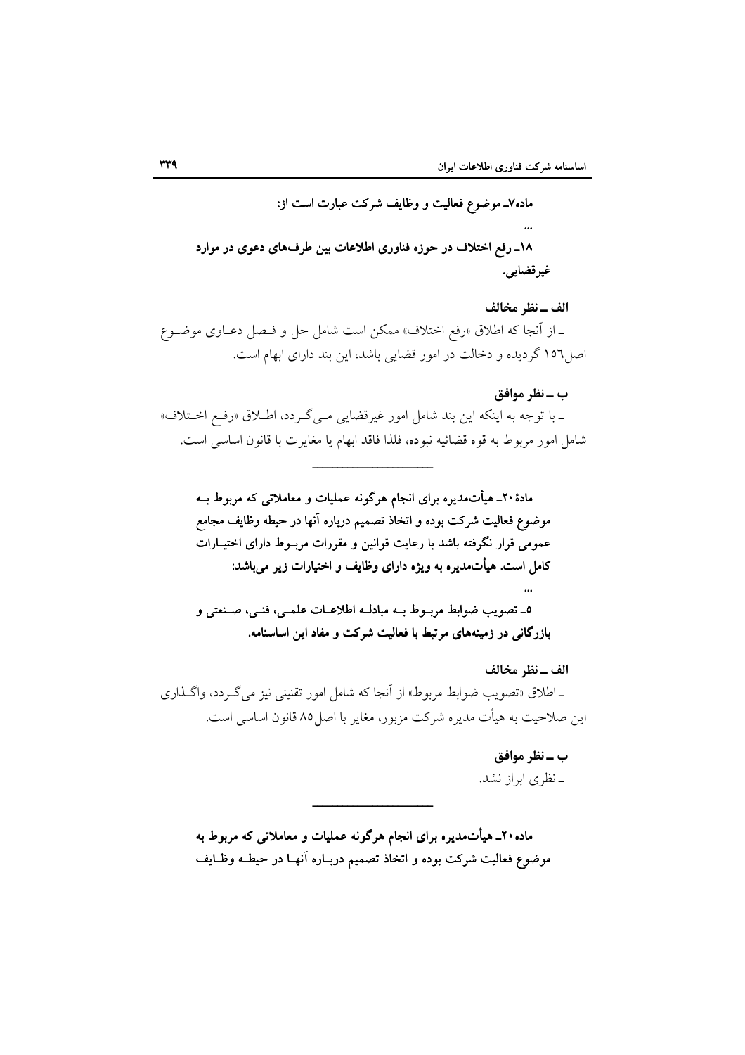**ماده۷ـ موضوع فعالیت و وظایف شرکت عبارت است از:**

...

**۱۸ـ رفع اختلاف در حوزه فناوری اطلاعات بین طرف‌های دعوی در موارد غیرقضایی.**

**الف ــ نظر مخالف**

ـ از آنجا که اطلاق «رفع اختلاف» ممکن است شامل حل و فـصل دعـاوی موضـوع اصل۱۵۶ گردیده و دخالت در امور قضایی باشد، این بند دارای ابهام است.

**ب ــ نظر موافق**

ـ با توجه به اینکه این بند شامل امور غیرقضایی مـی‌گـردد، اطـلاق «رفـع اخـتلاف» شامل امور مربوط به قوه قضائیه نبوده، فلذا فاقد ابهام یا مغایرت با قانون اساسی است.

---

**مادهٔ ۲۰ـ هیأت‌مدیره برای انجام هرگونه عملیات و معاملاتی که مربوط بـه موضوع فعالیت شرکت بوده و اتخاذ تصمیم درباره آنها در حیطه وظایف مجامع عمومی قرار نگرفته باشد با رعایت قوانین و مقررات مربـوط دارای اختیـارات کامل است. هیأت‌مدیره به ویژه دارای وظایف و اختیارات زیر می‌باشد:**

...

**۵ـ تصویب ضوابط مربـوط بـه مبادلـه اطلاعـات علمـی، فنـی، صـنعتی و بازرگانی در زمینه‌های مرتبط با فعالیت شرکت و مفاد این اساسنامه.**

**الف ــ نظر مخالف**

ـ اطلاق «تصویب ضوابط مربوط» از آنجا که شامل امور تقنینی نیز می‌گـردد، واگـذاری این صلاحیت به هیأت مدیره شرکت مزبور، مغایر با اصل۸۵ قانون اساسی است.

**ب ــ نظر موافق**

ـ نظری ابراز نشد.

---

**ماده۲۰ـ هیأت‌مدیره برای انجام هرگونه عملیات و معاملاتی که مربوط به موضوع فعالیت شرکت بوده و اتخاذ تصمیم دربـاره آنهـا در حیطـه وظـایف**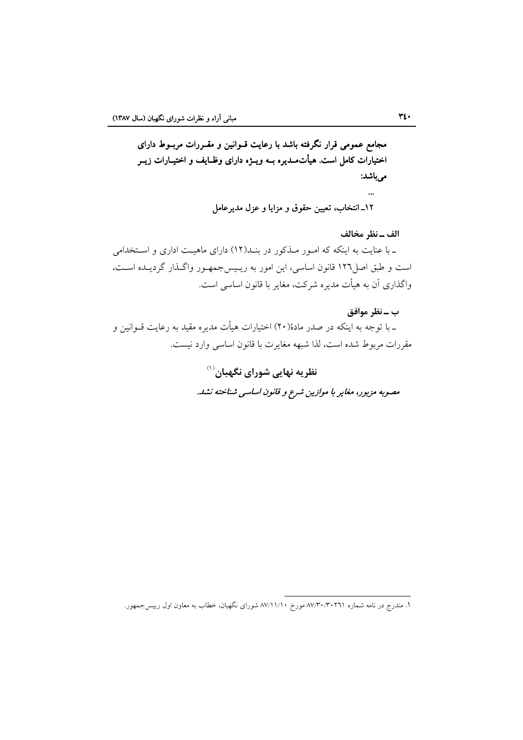**مجامع عمومی قرار نگرفته باشد با رعایت قـوانین و مقـررات مربـوط دارای اختیارات کامل است. هیأت‌مـدیره بـه ویـژه دارای وظـایف و اختیـارات زیـر می‌باشد:**

...

**۱۲ـ انتخاب، تعیین حقوق و مزایا و عزل مدیرعامل**

**الف ــ نظر مخالف**

ـ با عنایت به اینکه که امـور مـذکور در بنـد(۱۲) دارای ماهیـت اداری و اسـتخدامی است و طبق اصل۱۲۶ قانون اساسی، این امور به ریـیس‌جمهـور واگـذار گردیـده اسـت، واگذاری آن به هیأت مدیره شرکت، مغایر با قانون اساسی است.

**ب ــ نظر موافق**

ـ با توجه به اینکه در صدر مادۀ(۲۰) اختیارات هیأت مدیره مقید به رعایت قـوانین و مقررات مربوط شده است، لذا شبهه مغایرت با قانون اساسی وارد نیست.

## نظریه نهایی شورای نگهبان[1]

*مصوبه مزبور، مغایر با موازین شرع و قانون اساسی شناخته نشد.*

---

۱. مندرج در نامه شماره ۸۷/۳۰/۳۰۲۶۱ مورخ ۸۷/۱۱/۱۰ شورای نگهبان، خطاب به معاون اول رییس‌جمهور.